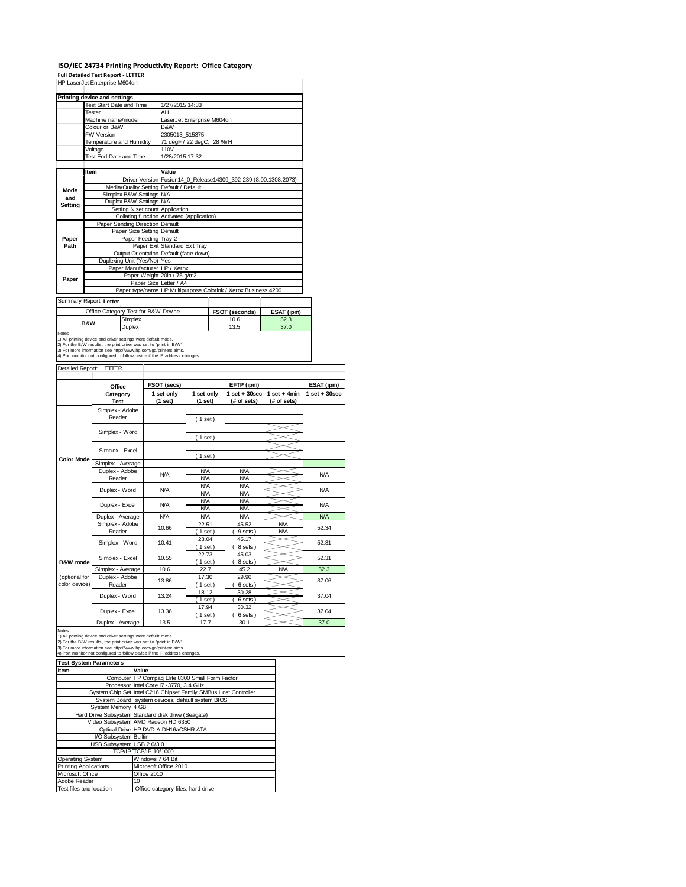# ISO/IEC 24734 Printing Productivity Report: Office Category

**Full Detailed Test Report - LETTER**

HP LaserJet Enterprise M604dn

| Printing device and settings | |
|---|---|
| Test Start Date and Time | 1/27/2015 14:33 |
| Tester | AH |
| Machine name/model | LaserJet Enterprise M604dn |
| Colour or B&W | B&W |
| FW Version | 2305013_515375 |
| Temperature and Humidity | 71 degF / 22 degC, 28 %rH |
| Voltage | 110V |
| Test End Date and Time | 1/28/2015 17:32 |

| | Item | Value |
|---|---|---|
| Mode and Setting | Driver Version | Fusion14_0_Release14309_392-239 (8.00.1308.2073) |
| | Media/Quality Setting | Default / Default |
| | Simplex B&W Settings | N/A |
| | Duplex B&W Settings | N/A |
| | Setting N set count | Application |
| | Collating function | Activated (application) |
| Paper Path | Paper Sending Direction | Default |
| | Paper Size Setting | Default |
| | Paper Feeding | Tray 2 |
| | Paper Exit | Standard Exit Tray |
| | Output Orientation | Default (face down) |
| | Duplexing Unit (Yes/No) | Yes |
| Paper | Paper Manufacturer | HP / Xerox |
| | Paper Weight | 20lb / 75 g/m2 |
| | Paper Size | Letter / A4 |
| | Paper type/name | HP Multipurpose Colorlok / Xerox Business 4200 |

Summary Report: **Letter**

| Office Category Test for B&W Device | | FSOT (seconds) | ESAT (ipm) |
|---|---|---|---|
| B&W | Simplex | 10.6 | 52.3 |
| | Duplex | 13.5 | 37.0 |

Notes
1) All printing device and driver settings were default mode.
2) For the B/W results, the print driver was set to "print in B/W".
3) For more information see http://www.hp.com/go/printerclaims.
4) Port monitor not configured to follow device if the IP address changes.

Detailed Report: LETTER

| | Office Category Test | FSOT (secs) 1 set only (1 set) | EFTP (ipm) 1 set only (1 set) | EFTP (ipm) 1 set + 30sec (# of sets) | EFTP (ipm) 1 set + 4min (# of sets) | ESAT (ipm) 1 set + 30sec |
|---|---|---|---|---|---|---|
| Color Mode | Simplex - Adobe Reader | | ( 1 set ) | | | |
| | Simplex - Word | | ( 1 set ) | | | |
| | Simplex - Excel | | ( 1 set ) | | | |
| | Simplex - Average | | | | | |
| | Duplex - Adobe Reader | N/A | N/A / N/A | N/A / N/A | | N/A |
| | Duplex - Word | N/A | N/A / N/A | N/A / N/A | | N/A |
| | Duplex - Excel | N/A | N/A / N/A | N/A / N/A | | N/A |
| | Duplex - Average | N/A | N/A | N/A | | N/A |
| B&W mode (optional for color device) | Simplex - Adobe Reader | 10.66 | 22.51 ( 1 set ) | 45.52 ( 9 sets ) | N/A / N/A | 52.34 |
| | Simplex - Word | 10.41 | 23.04 ( 1 set ) | 45.17 ( 8 sets ) | | 52.31 |
| | Simplex - Excel | 10.55 | 22.73 ( 1 set ) | 45.03 ( 8 sets ) | | 52.31 |
| | Simplex - Average | 10.6 | 22.7 | 45.2 | N/A | 52.3 |
| | Duplex - Adobe Reader | 13.86 | 17.30 ( 1 set ) | 29.90 ( 6 sets ) | | 37.06 |
| | Duplex - Word | 13.24 | 18.12 ( 1 set ) | 30.28 ( 6 sets ) | | 37.04 |
| | Duplex - Excel | 13.36 | 17.94 ( 1 set ) | 30.32 ( 6 sets ) | | 37.04 |
| | Duplex - Average | 13.5 | 17.7 | 30.1 | | 37.0 |

Notes
1) All printing device and driver settings were default mode.
2) For the B/W results, the print driver was set to "print in B/W".
3) For more information see http://www.hp.com/go/printerclaims.
4) Port monitor not configured to follow device if the IP address changes.

| Test System Parameters | |
|---|---|
| **Item** | **Value** |
| Computer | HP Compaq Elite 8300 Small Form Factor |
| Processor | Intel Core i7 -3770, 3.4 GHz |
| System Chip Set | Intel C216 Chipset Family SMBus Host Controller |
| System Board | system devices, default system BIOS |
| System Memory | 4 GB |
| Hard Drive Subsystem | Standard disk drive (Seagate) |
| Video Subsystem | AMD Radeon HD 6350 |
| Optical Drive | HP DVD A DH16aCSHR ATA |
| I/O Subsystem | Builtin |
| USB Subsystem | USB 2.0/3.0 |
| TCP/IP | TCP/IP 10/1000 |
| Operating System | Windows 7 64 Bit |
| Printing Applications | Microsoft Office 2010 |
| Microsoft Office | Office 2010 |
| Adobe Reader | 10 |
| Test files and location | Office category files, hard drive |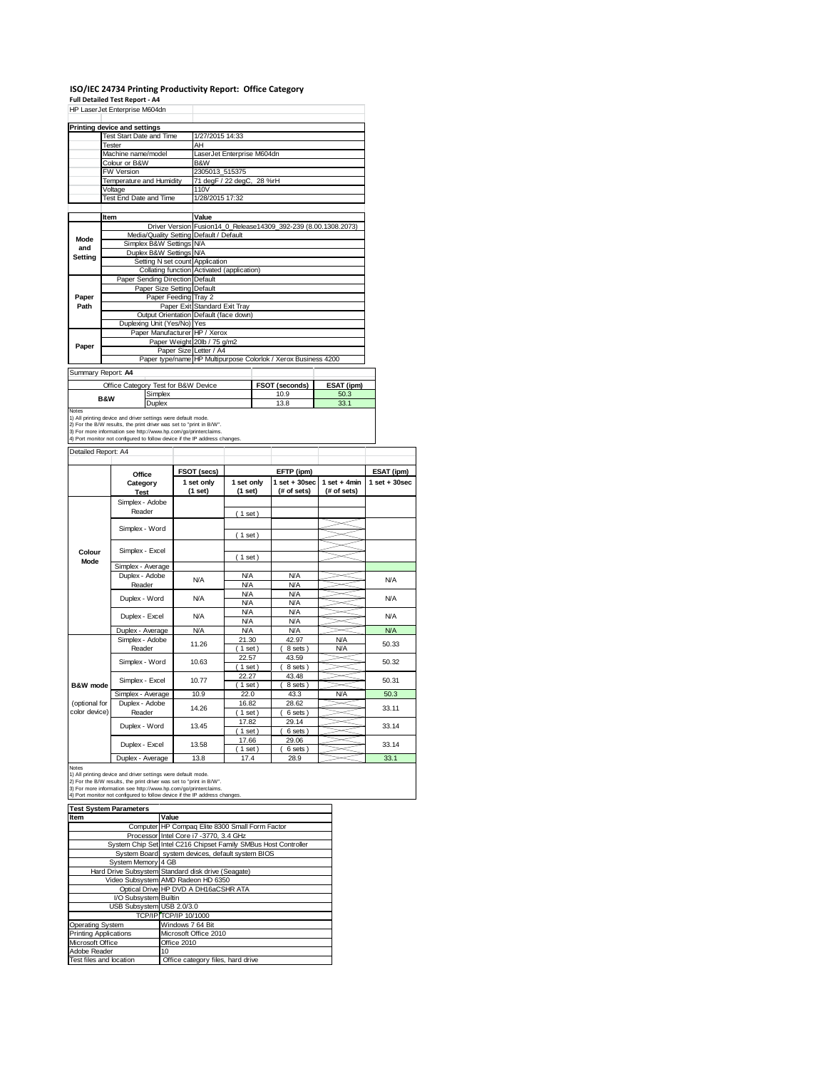# ISO/IEC 24734 Printing Productivity Report: Office Category

**Full Detailed Test Report - A4**

HP LaserJet Enterprise M604dn

| Printing device and settings | |
|---|---|
| Test Start Date and Time | 1/27/2015 14:33 |
| Tester | AH |
| Machine name/model | LaserJet Enterprise M604dn |
| Colour or B&W | B&W |
| FW Version | 2305013_515375 |
| Temperature and Humidity | 71 degF / 22 degC, 28 %rH |
| Voltage | 110V |
| Test End Date and Time | 1/28/2015 17:32 |

| | Item | Value |
|---|---|---|
| Mode and Setting | Driver Version | Fusion14_0_Release14309_392-239 (8.00.1308.2073) |
| | Media/Quality Setting | Default / Default |
| | Simplex B&W Settings | N/A |
| | Duplex B&W Settings | N/A |
| | Setting N set count | Application |
| | Collating function | Activated (application) |
| Paper Path | Paper Sending Direction | Default |
| | Paper Size Setting | Default |
| | Paper Feeding | Tray 2 |
| | Paper Exit | Standard Exit Tray |
| | Output Orientation | Default (face down) |
| | Duplexing Unit (Yes/No) | Yes |
| Paper | Paper Manufacturer | HP / Xerox |
| | Paper Weight | 20lb / 75 g/m2 |
| | Paper Size | Letter / A4 |
| | Paper type/name | HP Multipurpose Colorlok / Xerox Business 4200 |

Summary Report: **A4**

| Office Category Test for B&W Device | | FSOT (seconds) | ESAT (ipm) |
|---|---|---|---|
| B&W | Simplex | 10.9 | 50.3 |
| | Duplex | 13.8 | 33.1 |

Notes
1) All printing device and driver settings were default mode.
2) For the B/W results, the print driver was set to "print in B/W".
3) For more information see http://www.hp.com/go/printerclaims.
4) Port monitor not configured to follow device if the IP address changes.

Detailed Report: A4

| | Office Category Test | FSOT (secs) 1 set only (1 set) | EFTP (ipm) 1 set only (1 set) | EFTP (ipm) 1 set + 30sec (# of sets) | EFTP (ipm) 1 set + 4min (# of sets) | ESAT (ipm) 1 set + 30sec |
|---|---|---|---|---|---|---|
| Colour Mode | Simplex - Adobe Reader | | ( 1 set ) | | | |
| | Simplex - Word | | ( 1 set ) | | | |
| | Simplex - Excel | | ( 1 set ) | | | |
| | Simplex - Average | | | | | |
| | Duplex - Adobe Reader | N/A | N/A / N/A | N/A / N/A | | N/A |
| | Duplex - Word | N/A | N/A / N/A | N/A / N/A | | N/A |
| | Duplex - Excel | N/A | N/A / N/A | N/A / N/A | | N/A |
| | Duplex - Average | N/A | N/A | N/A | | N/A |
| B&W mode (optional for color device) | Simplex - Adobe Reader | 11.26 | 21.30 ( 1 set ) | 42.97 ( 8 sets ) | N/A / N/A | 50.33 |
| | Simplex - Word | 10.63 | 22.57 ( 1 set ) | 43.59 ( 8 sets ) | | 50.32 |
| | Simplex - Excel | 10.77 | 22.27 ( 1 set ) | 43.48 ( 8 sets ) | | 50.31 |
| | Simplex - Average | 10.9 | 22.0 | 43.3 | N/A | 50.3 |
| | Duplex - Adobe Reader | 14.26 | 16.82 ( 1 set ) | 28.62 ( 6 sets ) | | 33.11 |
| | Duplex - Word | 13.45 | 17.82 ( 1 set ) | 29.14 ( 6 sets ) | | 33.14 |
| | Duplex - Excel | 13.58 | 17.66 ( 1 set ) | 29.06 ( 6 sets ) | | 33.14 |
| | Duplex - Average | 13.8 | 17.4 | 28.9 | | 33.1 |

Notes
1) All printing device and driver settings were default mode.
2) For the B/W results, the print driver was set to "print in B/W".
3) For more information see http://www.hp.com/go/printerclaims.
4) Port monitor not configured to follow device if the IP address changes.

| Test System Parameters | |
|---|---|
| **Item** | **Value** |
| Computer | HP Compaq Elite 8300 Small Form Factor |
| Processor | Intel Core i7 -3770, 3.4 GHz |
| System Chip Set | Intel C216 Chipset Family SMBus Host Controller |
| System Board | system devices, default system BIOS |
| System Memory | 4 GB |
| Hard Drive Subsystem | Standard disk drive (Seagate) |
| Video Subsystem | AMD Radeon HD 6350 |
| Optical Drive | HP DVD A DH16aCSHR ATA |
| I/O Subsystem | Builtin |
| USB Subsystem | USB 2.0/3.0 |
| TCP/IP | TCP/IP 10/1000 |
| Operating System | Windows 7 64 Bit |
| Printing Applications | Microsoft Office 2010 |
| Microsoft Office | Office 2010 |
| Adobe Reader | 10 |
| Test files and location | Office category files, hard drive |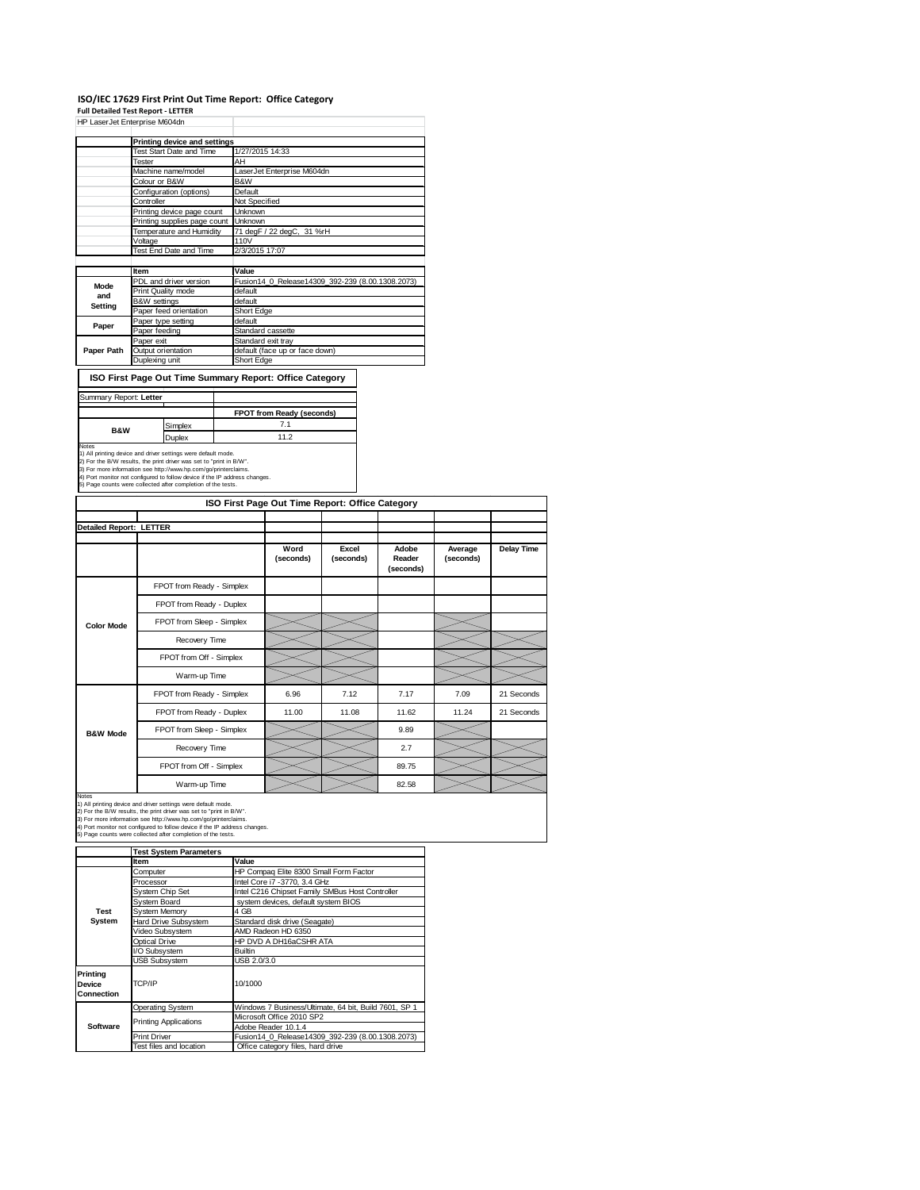# ISO/IEC 17629 First Print Out Time Report: Office Category

**Full Detailed Test Report - LETTER**

HP LaserJet Enterprise M604dn

| | Printing device and settings | |
|---|---|---|
| | Test Start Date and Time | 1/27/2015 14:33 |
| | Tester | AH |
| | Machine name/model | LaserJet Enterprise M604dn |
| | Colour or B&W | B&W |
| | Configuration (options) | Default |
| | Controller | Not Specified |
| | Printing device page count | Unknown |
| | Printing supplies page count | Unknown |
| | Temperature and Humidity | 71 degF / 22 degC, 31 %rH |
| | Voltage | 110V |
| | Test End Date and Time | 2/3/2015 17:07 |

| | Item | Value |
|---|---|---|
| Mode and Setting | PDL and driver version | Fusion14_0_Release14309_392-239 (8.00.1308.2073) |
| | Print Quality mode | default |
| | B&W settings | default |
| | Paper feed orientation | Short Edge |
| Paper | Paper type setting | default |
| | Paper feeding | Standard cassette |
| Paper Path | Paper exit | Standard exit tray |
| | Output orientation | default (face up or face down) |
| | Duplexing unit | Short Edge |

## ISO First Page Out Time Summary Report: Office Category

Summary Report: **Letter**

| | | FPOT from Ready (seconds) |
|---|---|---|
| B&W | Simplex | 7.1 |
| | Duplex | 11.2 |

Notes
1) All printing device and driver settings were default mode.
2) For the B/W results, the print driver was set to "print in B/W".
3) For more information see http://www.hp.com/go/printerclaims.
4) Port monitor not configured to follow device if the IP address changes.
5) Page counts were collected after completion of the tests.

## ISO First Page Out Time Report: Office Category

**Detailed Report: LETTER**

| | | Word (seconds) | Excel (seconds) | Adobe Reader (seconds) | Average (seconds) | Delay Time |
|---|---|---|---|---|---|---|
| Color Mode | FPOT from Ready - Simplex | | | | | |
| | FPOT from Ready - Duplex | | | | | |
| | FPOT from Sleep - Simplex | | | | | |
| | Recovery Time | | | | | |
| | FPOT from Off - Simplex | | | | | |
| | Warm-up Time | | | | | |
| B&W Mode | FPOT from Ready - Simplex | 6.96 | 7.12 | 7.17 | 7.09 | 21 Seconds |
| | FPOT from Ready - Duplex | 11.00 | 11.08 | 11.62 | 11.24 | 21 Seconds |
| | FPOT from Sleep - Simplex | | | 9.89 | | |
| | Recovery Time | | | 2.7 | | |
| | FPOT from Off - Simplex | | | 89.75 | | |
| | Warm-up Time | | | 82.58 | | |

Notes
1) All printing device and driver settings were default mode.
2) For the B/W results, the print driver was set to "print in B/W".
3) For more information see http://www.hp.com/go/printerclaims.
4) Port monitor not configured to follow device if the IP address changes.
5) Page counts were collected after completion of the tests.

| | Test System Parameters | |
|---|---|---|
| | Item | Value |
| Test System | Computer | HP Compaq Elite 8300 Small Form Factor |
| | Processor | Intel Core i7 -3770, 3.4 GHz |
| | System Chip Set | Intel C216 Chipset Family SMBus Host Controller |
| | System Board | system devices, default system BIOS |
| | System Memory | 4 GB |
| | Hard Drive Subsystem | Standard disk drive (Seagate) |
| | Video Subsystem | AMD Radeon HD 6350 |
| | Optical Drive | HP DVD A DH16aCSHR ATA |
| | I/O Subsystem | Builtin |
| | USB Subsystem | USB 2.0/3.0 |
| Printing Device Connection | TCP/IP | 10/1000 |
| Software | Operating System | Windows 7 Business/Ultimate, 64 bit, Build 7601, SP 1 |
| | Printing Applications | Microsoft Office 2010 SP2 |
| | | Adobe Reader 10.1.4 |
| | Print Driver | Fusion14_0_Release14309_392-239 (8.00.1308.2073) |
| | Test files and location | Office category files, hard drive |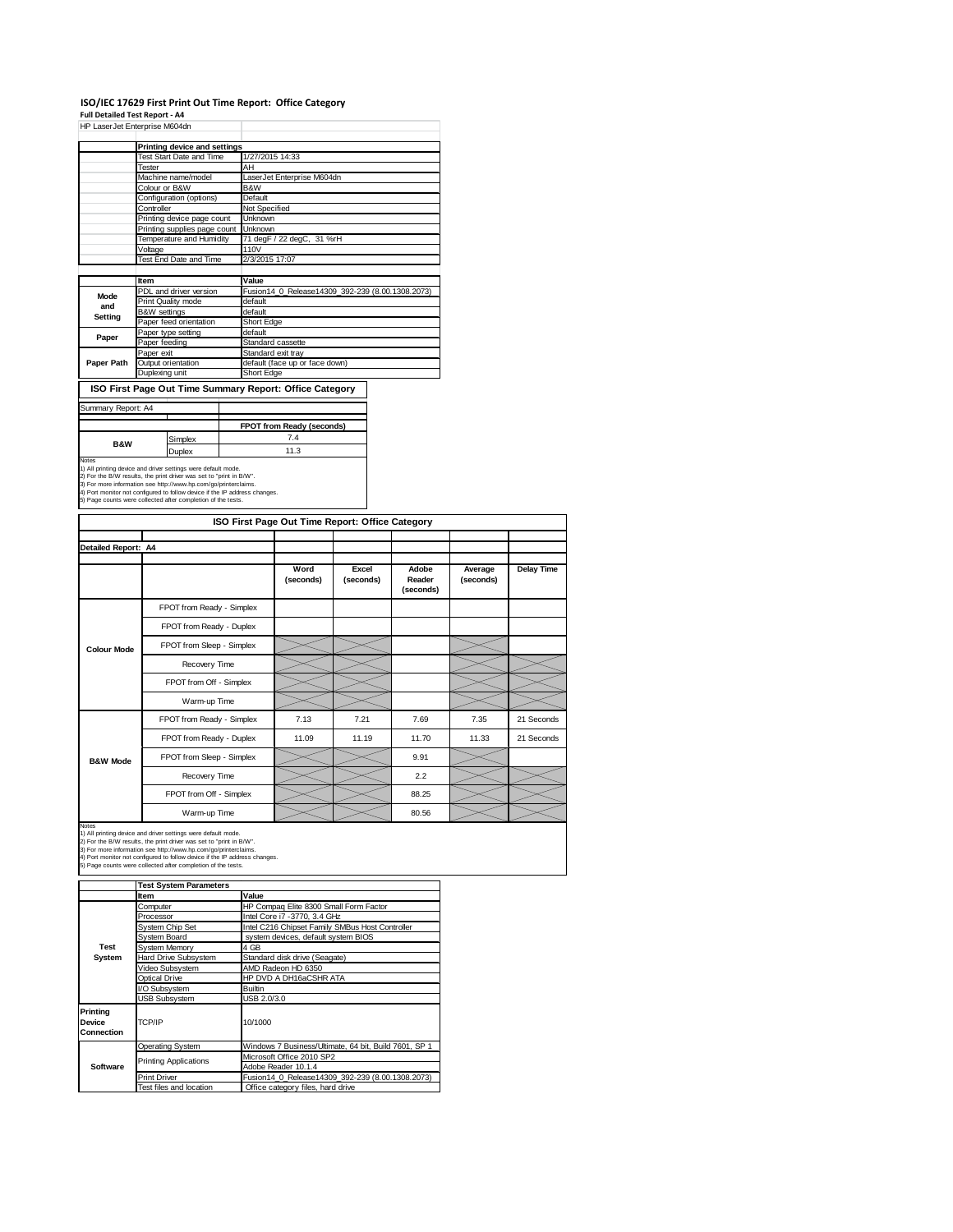# ISO/IEC 17629 First Print Out Time Report: Office Category

**Full Detailed Test Report - A4**

HP LaserJet Enterprise M604dn

| | | |
|---|---|---|
| | **Printing device and settings** | |
| | Test Start Date and Time | 1/27/2015 14:33 |
| | Tester | AH |
| | Machine name/model | LaserJet Enterprise M604dn |
| | Colour or B&W | B&W |
| | Configuration (options) | Default |
| | Controller | Not Specified |
| | Printing device page count | Unknown |
| | Printing supplies page count | Unknown |
| | Temperature and Humidity | 71 degF / 22 degC, 31 %rH |
| | Voltage | 110V |
| | Test End Date and Time | 2/3/2015 17:07 |

| | | |
|---|---|---|
| | **Item** | **Value** |
| **Mode and Setting** | PDL and driver version | Fusion14_0_Release14309_392-239 (8.00.1308.2073) |
| | Print Quality mode | default |
| | B&W settings | default |
| | Paper feed orientation | Short Edge |
| **Paper** | Paper type setting | default |
| | Paper feeding | Standard cassette |
| **Paper Path** | Paper exit | Standard exit tray |
| | Output orientation | default (face up or face down) |
| | Duplexing unit | Short Edge |

## ISO First Page Out Time Summary Report: Office Category

Summary Report: A4

| | | FPOT from Ready (seconds) |
|---|---|---|
| **B&W** | Simplex | 7.4 |
| | Duplex | 11.3 |

Notes
1) All printing device and driver settings were default mode.
2) For the B/W results, the print driver was set to "print in B/W".
3) For more information see http://www.hp.com/go/printerclaims.
4) Port monitor not configured to follow device if the IP address changes.
5) Page counts were collected after completion of the tests.

## ISO First Page Out Time Report: Office Category

Detailed Report: A4

| | | Word (seconds) | Excel (seconds) | Adobe Reader (seconds) | Average (seconds) | Delay Time |
|---|---|---|---|---|---|---|
| **Colour Mode** | FPOT from Ready - Simplex | | | | | |
| | FPOT from Ready - Duplex | | | | | |
| | FPOT from Sleep - Simplex | | | | | |
| | Recovery Time | | | | | |
| | FPOT from Off - Simplex | | | | | |
| | Warm-up Time | | | | | |
| **B&W Mode** | FPOT from Ready - Simplex | 7.13 | 7.21 | 7.69 | 7.35 | 21 Seconds |
| | FPOT from Ready - Duplex | 11.09 | 11.19 | 11.70 | 11.33 | 21 Seconds |
| | FPOT from Sleep - Simplex | | | 9.91 | | |
| | Recovery Time | | | 2.2 | | |
| | FPOT from Off - Simplex | | | 88.25 | | |
| | Warm-up Time | | | 80.56 | | |

Notes
1) All printing device and driver settings were default mode.
2) For the B/W results, the print driver was set to "print in B/W".
3) For more information see http://www.hp.com/go/printerclaims.
4) Port monitor not configured to follow device if the IP address changes.
5) Page counts were collected after completion of the tests.

| | | |
|---|---|---|
| | **Test System Parameters** | |
| | **Item** | **Value** |
| **Test System** | Computer | HP Compaq Elite 8300 Small Form Factor |
| | Processor | Intel Core i7 -3770, 3.4 GHz |
| | System Chip Set | Intel C216 Chipset Family SMBus Host Controller |
| | System Board | system devices, default system BIOS |
| | System Memory | 4 GB |
| | Hard Drive Subsystem | Standard disk drive (Seagate) |
| | Video Subsystem | AMD Radeon HD 6350 |
| | Optical Drive | HP DVD A DH16aCSHR ATA |
| | I/O Subsystem | Builtin |
| | USB Subsystem | USB 2.0/3.0 |
| **Printing Device Connection** | TCP/IP | 10/1000 |
| **Software** | Operating System | Windows 7 Business/Ultimate, 64 bit, Build 7601, SP 1 |
| | Printing Applications | Microsoft Office 2010 SP2 |
| | | Adobe Reader 10.1.4 |
| | Print Driver | Fusion14_0_Release14309_392-239 (8.00.1308.2073) |
| | Test files and location | Office category files, hard drive |